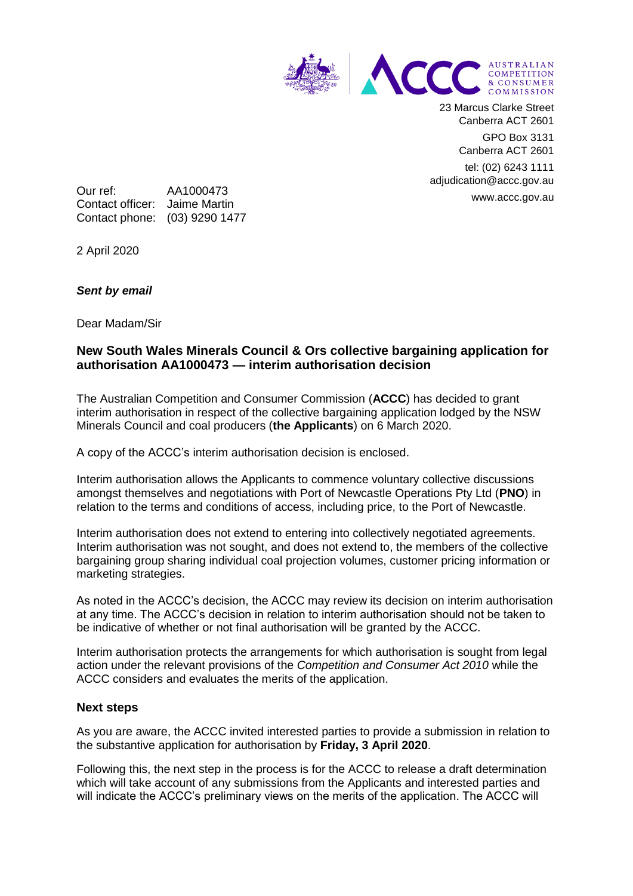AUSTRALIAN COMPETITION & CONSUMER COMMISSION

23 Marcus Clarke Street
Canberra ACT 2601

GPO Box 3131
Canberra ACT 2601

tel: (02) 6243 1111
adjudication@accc.gov.au
www.accc.gov.au

Our ref: AA1000473
Contact officer: Jaime Martin
Contact phone: (03) 9290 1477

2 April 2020

***Sent by email***

Dear Madam/Sir

**New South Wales Minerals Council & Ors collective bargaining application for authorisation AA1000473 — interim authorisation decision**

The Australian Competition and Consumer Commission (**ACCC**) has decided to grant interim authorisation in respect of the collective bargaining application lodged by the NSW Minerals Council and coal producers (**the Applicants**) on 6 March 2020.

A copy of the ACCC's interim authorisation decision is enclosed.

Interim authorisation allows the Applicants to commence voluntary collective discussions amongst themselves and negotiations with Port of Newcastle Operations Pty Ltd (**PNO**) in relation to the terms and conditions of access, including price, to the Port of Newcastle.

Interim authorisation does not extend to entering into collectively negotiated agreements. Interim authorisation was not sought, and does not extend to, the members of the collective bargaining group sharing individual coal projection volumes, customer pricing information or marketing strategies.

As noted in the ACCC's decision, the ACCC may review its decision on interim authorisation at any time. The ACCC's decision in relation to interim authorisation should not be taken to be indicative of whether or not final authorisation will be granted by the ACCC.

Interim authorisation protects the arrangements for which authorisation is sought from legal action under the relevant provisions of the *Competition and Consumer Act 2010* while the ACCC considers and evaluates the merits of the application.

**Next steps**

As you are aware, the ACCC invited interested parties to provide a submission in relation to the substantive application for authorisation by **Friday, 3 April 2020**.

Following this, the next step in the process is for the ACCC to release a draft determination which will take account of any submissions from the Applicants and interested parties and will indicate the ACCC's preliminary views on the merits of the application. The ACCC will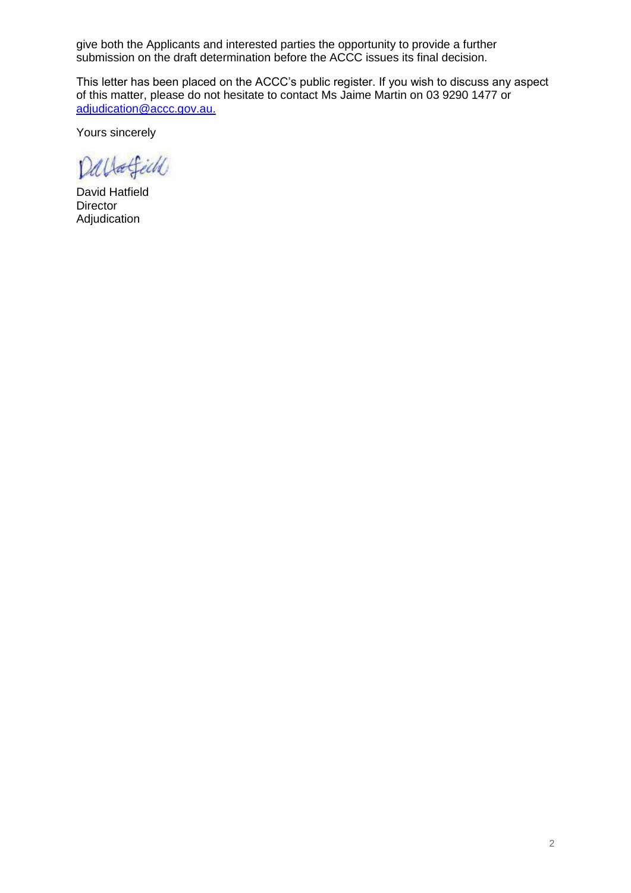give both the Applicants and interested parties the opportunity to provide a further submission on the draft determination before the ACCC issues its final decision.

This letter has been placed on the ACCC's public register. If you wish to discuss any aspect of this matter, please do not hesitate to contact Ms Jaime Martin on 03 9290 1477 or [adjudication@accc.gov.au.](mailto:adjudication@accc.gov.au)

Yours sincerely

David Hatfield
Director
Adjudication